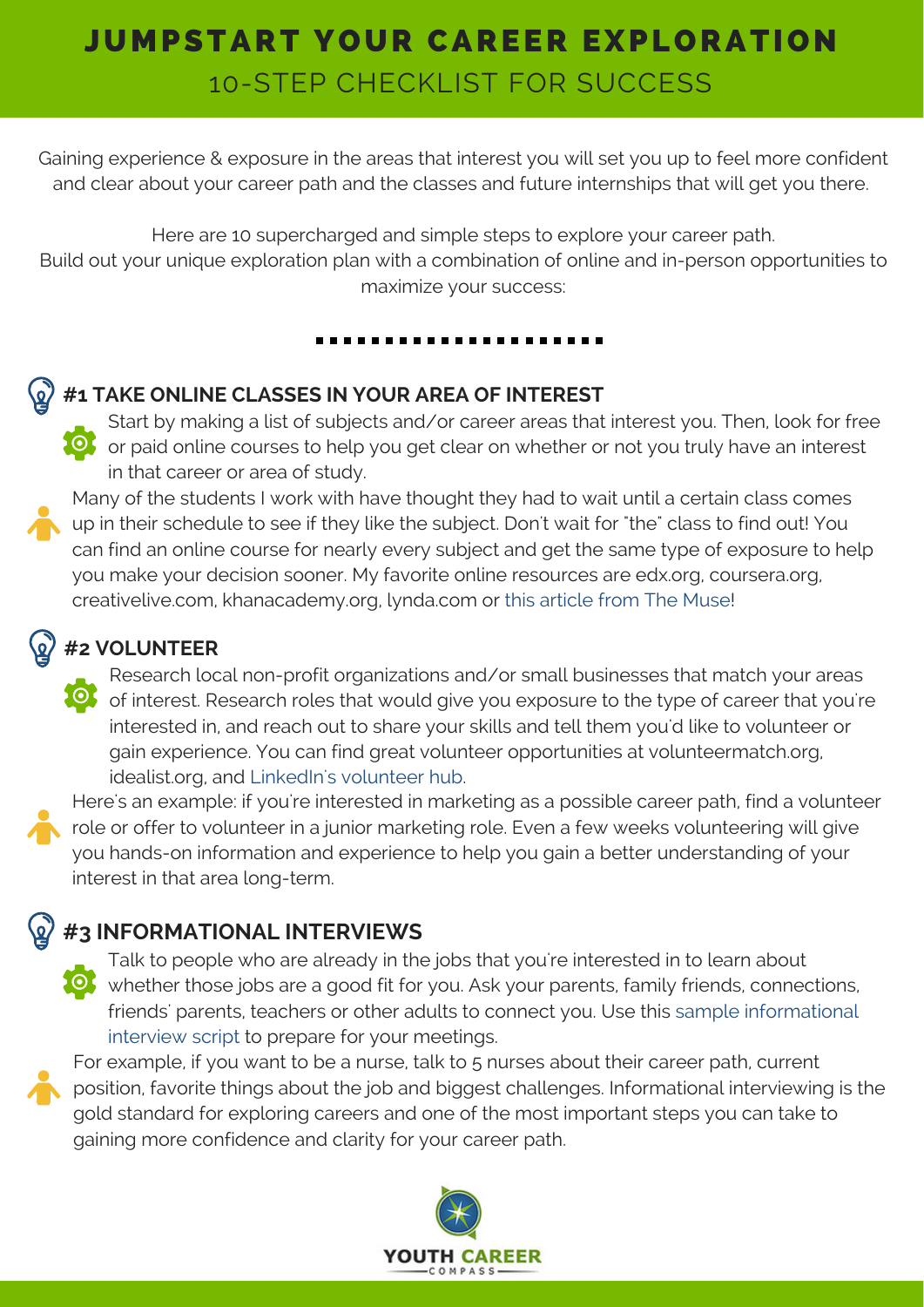# JUMPSTART YOUR CAREER EXPLORATION

## 10-STEP CHECKLIST FOR SUCCESS

Gaining experience & exposure in the areas that interest you will set you up to feel more confident and clear about your career path and the classes and future internships that will get you there.

Here are 10 supercharged and simple steps to explore your career path.
Build out your unique exploration plan with a combination of online and in-person opportunities to maximize your success:

### #1 TAKE ONLINE CLASSES IN YOUR AREA OF INTEREST

Start by making a list of subjects and/or career areas that interest you. Then, look for free or paid online courses to help you get clear on whether or not you truly have an interest in that career or area of study.

Many of the students I work with have thought they had to wait until a certain class comes up in their schedule to see if they like the subject. Don't wait for "the" class to find out! You can find an online course for nearly every subject and get the same type of exposure to help you make your decision sooner. My favorite online resources are edx.org, coursera.org, creativelive.com, khanacademy.org, lynda.com or this article from The Muse!

### #2 VOLUNTEER

Research local non-profit organizations and/or small businesses that match your areas of interest. Research roles that would give you exposure to the type of career that you're interested in, and reach out to share your skills and tell them you'd like to volunteer or gain experience. You can find great volunteer opportunities at volunteermatch.org, idealist.org, and LinkedIn's volunteer hub.

Here's an example: if you're interested in marketing as a possible career path, find a volunteer role or offer to volunteer in a junior marketing role. Even a few weeks volunteering will give you hands-on information and experience to help you gain a better understanding of your interest in that area long-term.

### #3 INFORMATIONAL INTERVIEWS

Talk to people who are already in the jobs that you're interested in to learn about whether those jobs are a good fit for you. Ask your parents, family friends, connections, friends' parents, teachers or other adults to connect you. Use this sample informational interview script to prepare for your meetings.

For example, if you want to be a nurse, talk to 5 nurses about their career path, current position, favorite things about the job and biggest challenges. Informational interviewing is the gold standard for exploring careers and one of the most important steps you can take to gaining more confidence and clarity for your career path.

YOUTH CAREER COMPASS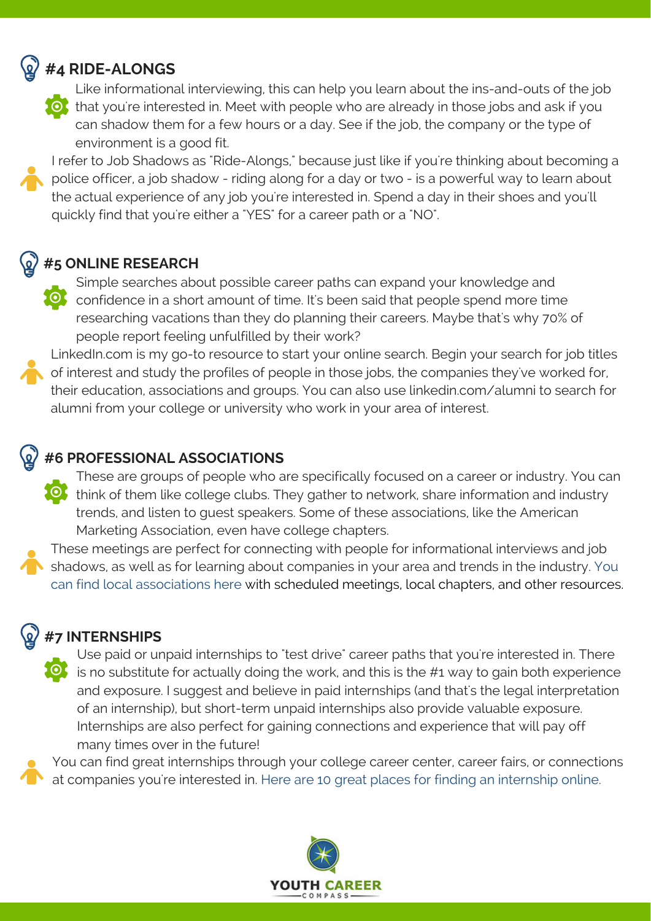## #4 RIDE-ALONGS

Like informational interviewing, this can help you learn about the ins-and-outs of the job that you're interested in. Meet with people who are already in those jobs and ask if you can shadow them for a few hours or a day. See if the job, the company or the type of environment is a good fit.

I refer to Job Shadows as "Ride-Alongs," because just like if you're thinking about becoming a police officer, a job shadow - riding along for a day or two - is a powerful way to learn about the actual experience of any job you're interested in. Spend a day in their shoes and you'll quickly find that you're either a "YES" for a career path or a "NO".

## #5 ONLINE RESEARCH

Simple searches about possible career paths can expand your knowledge and confidence in a short amount of time. It's been said that people spend more time researching vacations than they do planning their careers. Maybe that's why 70% of people report feeling unfulfilled by their work?

LinkedIn.com is my go-to resource to start your online search. Begin your search for job titles of interest and study the profiles of people in those jobs, the companies they've worked for, their education, associations and groups. You can also use linkedin.com/alumni to search for alumni from your college or university who work in your area of interest.

## #6 PROFESSIONAL ASSOCIATIONS

These are groups of people who are specifically focused on a career or industry. You can think of them like college clubs. They gather to network, share information and industry trends, and listen to guest speakers. Some of these associations, like the American Marketing Association, even have college chapters.

These meetings are perfect for connecting with people for informational interviews and job shadows, as well as for learning about companies in your area and trends in the industry. You can find local associations here with scheduled meetings, local chapters, and other resources.

## #7 INTERNSHIPS

Use paid or unpaid internships to "test drive" career paths that you're interested in. There is no substitute for actually doing the work, and this is the #1 way to gain both experience and exposure. I suggest and believe in paid internships (and that's the legal interpretation of an internship), but short-term unpaid internships also provide valuable exposure. Internships are also perfect for gaining connections and experience that will pay off many times over in the future!

You can find great internships through your college career center, career fairs, or connections at companies you're interested in. Here are 10 great places for finding an internship online.

YOUTH CAREER COMPASS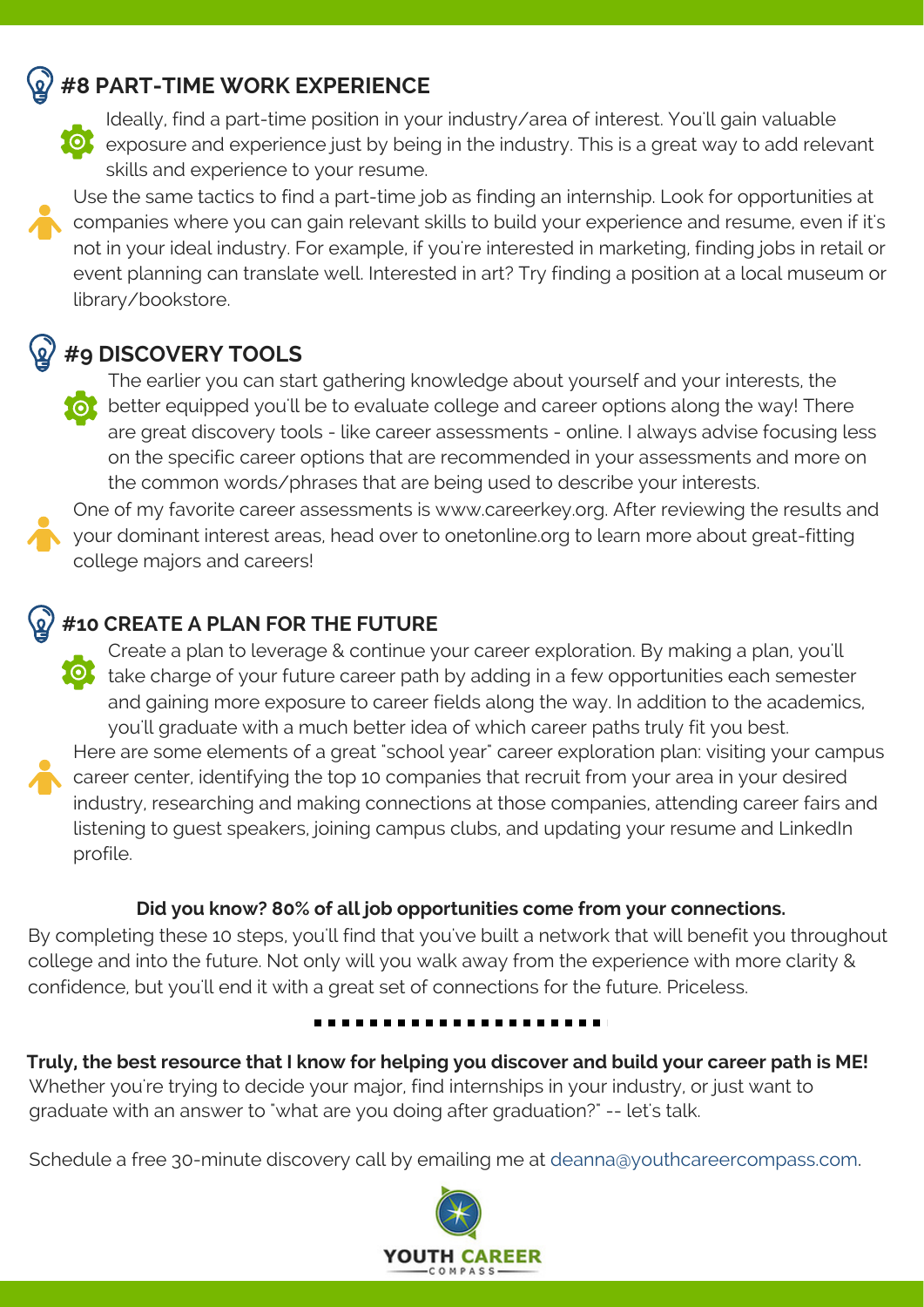## #8 PART-TIME WORK EXPERIENCE

Ideally, find a part-time position in your industry/area of interest. You'll gain valuable exposure and experience just by being in the industry. This is a great way to add relevant skills and experience to your resume.

Use the same tactics to find a part-time job as finding an internship. Look for opportunities at companies where you can gain relevant skills to build your experience and resume, even if it's not in your ideal industry. For example, if you're interested in marketing, finding jobs in retail or event planning can translate well. Interested in art? Try finding a position at a local museum or library/bookstore.

## #9 DISCOVERY TOOLS

The earlier you can start gathering knowledge about yourself and your interests, the better equipped you'll be to evaluate college and career options along the way! There are great discovery tools - like career assessments - online. I always advise focusing less on the specific career options that are recommended in your assessments and more on the common words/phrases that are being used to describe your interests.

One of my favorite career assessments is www.careerkey.org. After reviewing the results and your dominant interest areas, head over to onetonline.org to learn more about great-fitting college majors and careers!

## #10 CREATE A PLAN FOR THE FUTURE

Create a plan to leverage & continue your career exploration. By making a plan, you'll take charge of your future career path by adding in a few opportunities each semester and gaining more exposure to career fields along the way. In addition to the academics, you'll graduate with a much better idea of which career paths truly fit you best.

Here are some elements of a great "school year" career exploration plan: visiting your campus career center, identifying the top 10 companies that recruit from your area in your desired industry, researching and making connections at those companies, attending career fairs and listening to guest speakers, joining campus clubs, and updating your resume and LinkedIn profile.

**Did you know? 80% of all job opportunities come from your connections.**

By completing these 10 steps, you'll find that you've built a network that will benefit you throughout college and into the future. Not only will you walk away from the experience with more clarity & confidence, but you'll end it with a great set of connections for the future. Priceless.

**Truly, the best resource that I know for helping you discover and build your career path is ME!**
Whether you're trying to decide your major, find internships in your industry, or just want to graduate with an answer to "what are you doing after graduation?" -- let's talk.

Schedule a free 30-minute discovery call by emailing me at deanna@youthcareercompass.com.

YOUTH CAREER COMPASS